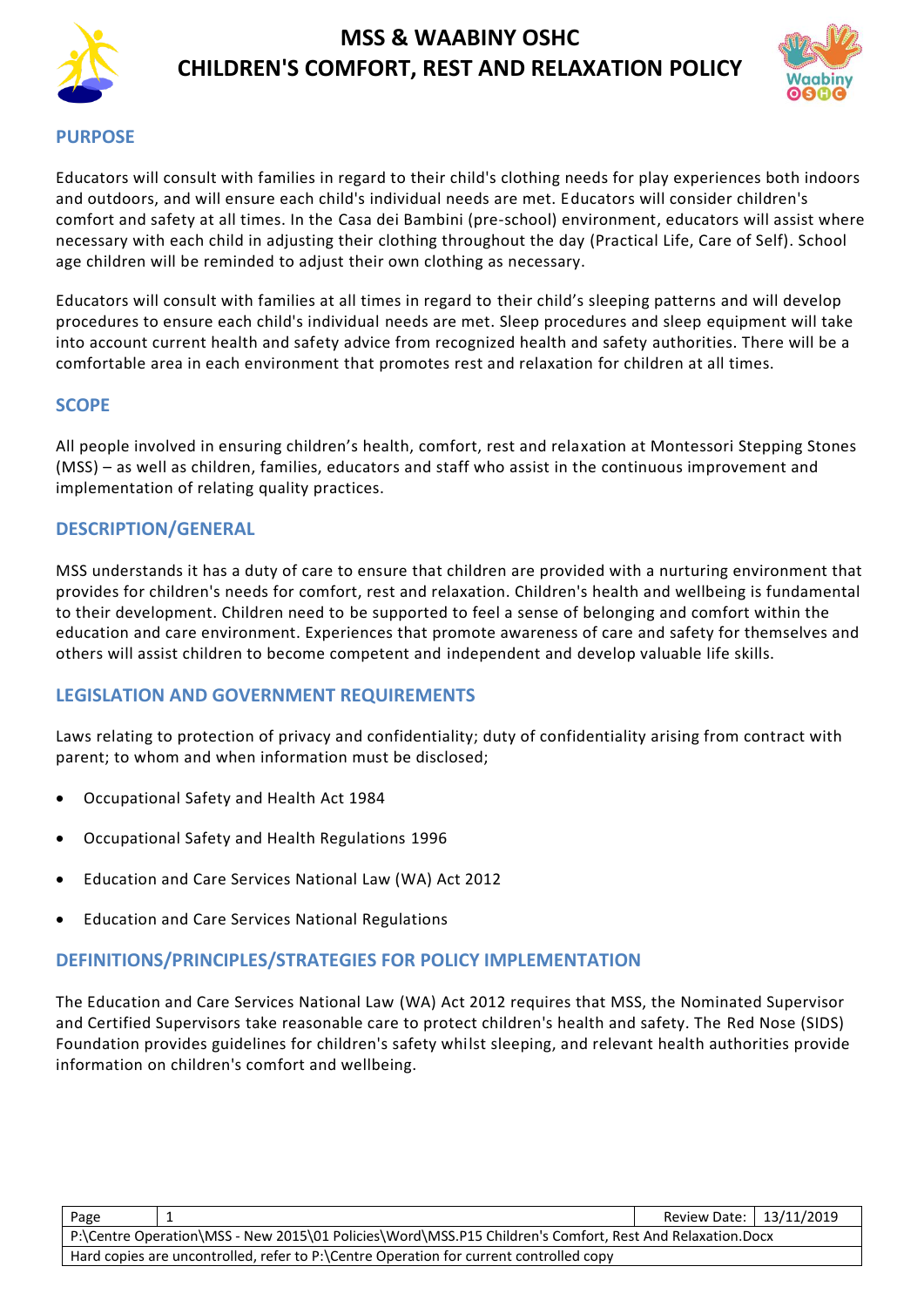# MSS & WAABINY OSHC
# CHILDREN'S COMFORT, REST AND RELAXATION POLICY

## PURPOSE

Educators will consult with families in regard to their child's clothing needs for play experiences both indoors and outdoors, and will ensure each child's individual needs are met. Educators will consider children's comfort and safety at all times. In the Casa dei Bambini (pre-school) environment, educators will assist where necessary with each child in adjusting their clothing throughout the day (Practical Life, Care of Self). School age children will be reminded to adjust their own clothing as necessary.

Educators will consult with families at all times in regard to their child's sleeping patterns and will develop procedures to ensure each child's individual needs are met. Sleep procedures and sleep equipment will take into account current health and safety advice from recognized health and safety authorities. There will be a comfortable area in each environment that promotes rest and relaxation for children at all times.

## SCOPE

All people involved in ensuring children's health, comfort, rest and relaxation at Montessori Stepping Stones (MSS) – as well as children, families, educators and staff who assist in the continuous improvement and implementation of relating quality practices.

## DESCRIPTION/GENERAL

MSS understands it has a duty of care to ensure that children are provided with a nurturing environment that provides for children's needs for comfort, rest and relaxation. Children's health and wellbeing is fundamental to their development. Children need to be supported to feel a sense of belonging and comfort within the education and care environment. Experiences that promote awareness of care and safety for themselves and others will assist children to become competent and independent and develop valuable life skills.

## LEGISLATION AND GOVERNMENT REQUIREMENTS

Laws relating to protection of privacy and confidentiality; duty of confidentiality arising from contract with parent; to whom and when information must be disclosed;

- Occupational Safety and Health Act 1984
- Occupational Safety and Health Regulations 1996
- Education and Care Services National Law (WA) Act 2012
- Education and Care Services National Regulations

## DEFINITIONS/PRINCIPLES/STRATEGIES FOR POLICY IMPLEMENTATION

The Education and Care Services National Law (WA) Act 2012 requires that MSS, the Nominated Supervisor and Certified Supervisors take reasonable care to protect children's health and safety. The Red Nose (SIDS) Foundation provides guidelines for children's safety whilst sleeping, and relevant health authorities provide information on children's comfort and wellbeing.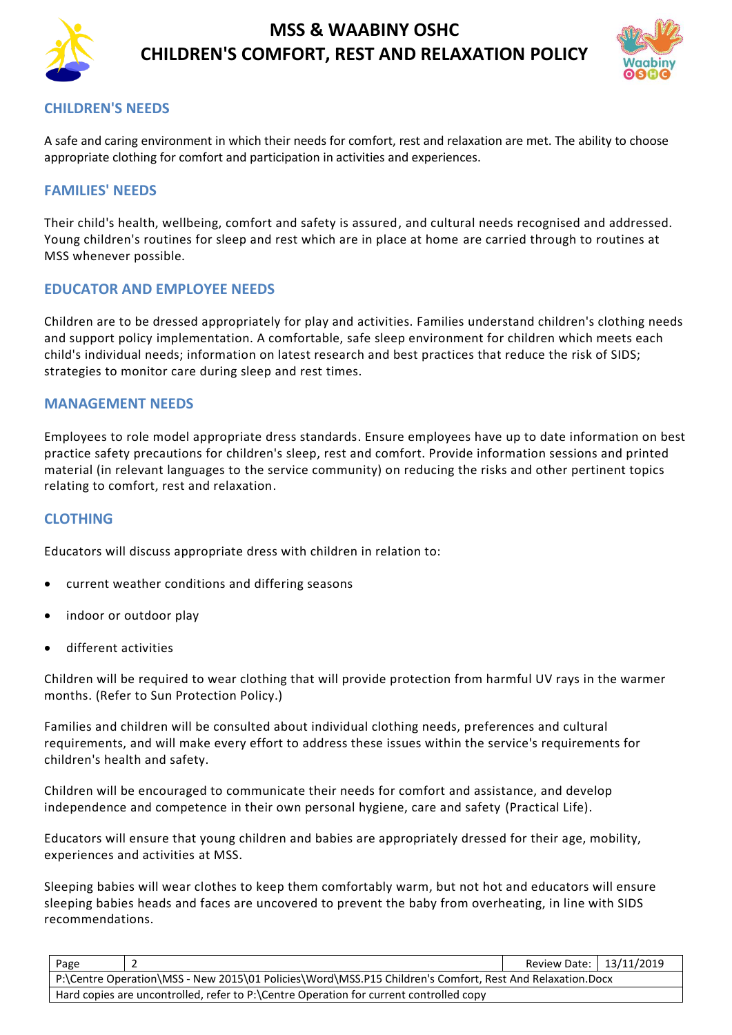## CHILDREN'S NEEDS

A safe and caring environment in which their needs for comfort, rest and relaxation are met. The ability to choose appropriate clothing for comfort and participation in activities and experiences.

## FAMILIES' NEEDS

Their child's health, wellbeing, comfort and safety is assured, and cultural needs recognised and addressed. Young children's routines for sleep and rest which are in place at home are carried through to routines at MSS whenever possible.

## EDUCATOR AND EMPLOYEE NEEDS

Children are to be dressed appropriately for play and activities. Families understand children's clothing needs and support policy implementation. A comfortable, safe sleep environment for children which meets each child's individual needs; information on latest research and best practices that reduce the risk of SIDS; strategies to monitor care during sleep and rest times.

## MANAGEMENT NEEDS

Employees to role model appropriate dress standards. Ensure employees have up to date information on best practice safety precautions for children's sleep, rest and comfort. Provide information sessions and printed material (in relevant languages to the service community) on reducing the risks and other pertinent topics relating to comfort, rest and relaxation.

## CLOTHING

Educators will discuss appropriate dress with children in relation to:

- current weather conditions and differing seasons
- indoor or outdoor play
- different activities

Children will be required to wear clothing that will provide protection from harmful UV rays in the warmer months. (Refer to Sun Protection Policy.)

Families and children will be consulted about individual clothing needs, preferences and cultural requirements, and will make every effort to address these issues within the service's requirements for children's health and safety.

Children will be encouraged to communicate their needs for comfort and assistance, and develop independence and competence in their own personal hygiene, care and safety (Practical Life).

Educators will ensure that young children and babies are appropriately dressed for their age, mobility, experiences and activities at MSS.

Sleeping babies will wear clothes to keep them comfortably warm, but not hot and educators will ensure sleeping babies heads and faces are uncovered to prevent the baby from overheating, in line with SIDS recommendations.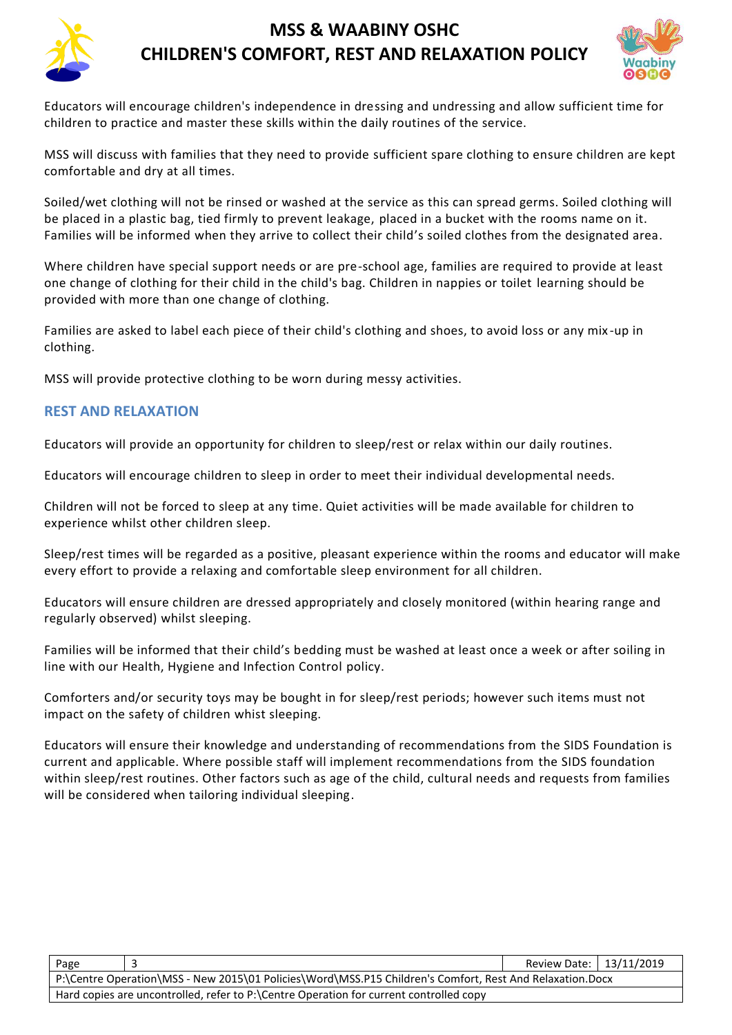Educators will encourage children's independence in dressing and undressing and allow sufficient time for children to practice and master these skills within the daily routines of the service.

MSS will discuss with families that they need to provide sufficient spare clothing to ensure children are kept comfortable and dry at all times.

Soiled/wet clothing will not be rinsed or washed at the service as this can spread germs. Soiled clothing will be placed in a plastic bag, tied firmly to prevent leakage, placed in a bucket with the rooms name on it. Families will be informed when they arrive to collect their child's soiled clothes from the designated area.

Where children have special support needs or are pre-school age, families are required to provide at least one change of clothing for their child in the child's bag. Children in nappies or toilet learning should be provided with more than one change of clothing.

Families are asked to label each piece of their child's clothing and shoes, to avoid loss or any mix-up in clothing.

MSS will provide protective clothing to be worn during messy activities.

## REST AND RELAXATION

Educators will provide an opportunity for children to sleep/rest or relax within our daily routines.

Educators will encourage children to sleep in order to meet their individual developmental needs.

Children will not be forced to sleep at any time. Quiet activities will be made available for children to experience whilst other children sleep.

Sleep/rest times will be regarded as a positive, pleasant experience within the rooms and educator will make every effort to provide a relaxing and comfortable sleep environment for all children.

Educators will ensure children are dressed appropriately and closely monitored (within hearing range and regularly observed) whilst sleeping.

Families will be informed that their child's bedding must be washed at least once a week or after soiling in line with our Health, Hygiene and Infection Control policy.

Comforters and/or security toys may be bought in for sleep/rest periods; however such items must not impact on the safety of children whist sleeping.

Educators will ensure their knowledge and understanding of recommendations from the SIDS Foundation is current and applicable. Where possible staff will implement recommendations from the SIDS foundation within sleep/rest routines. Other factors such as age of the child, cultural needs and requests from families will be considered when tailoring individual sleeping.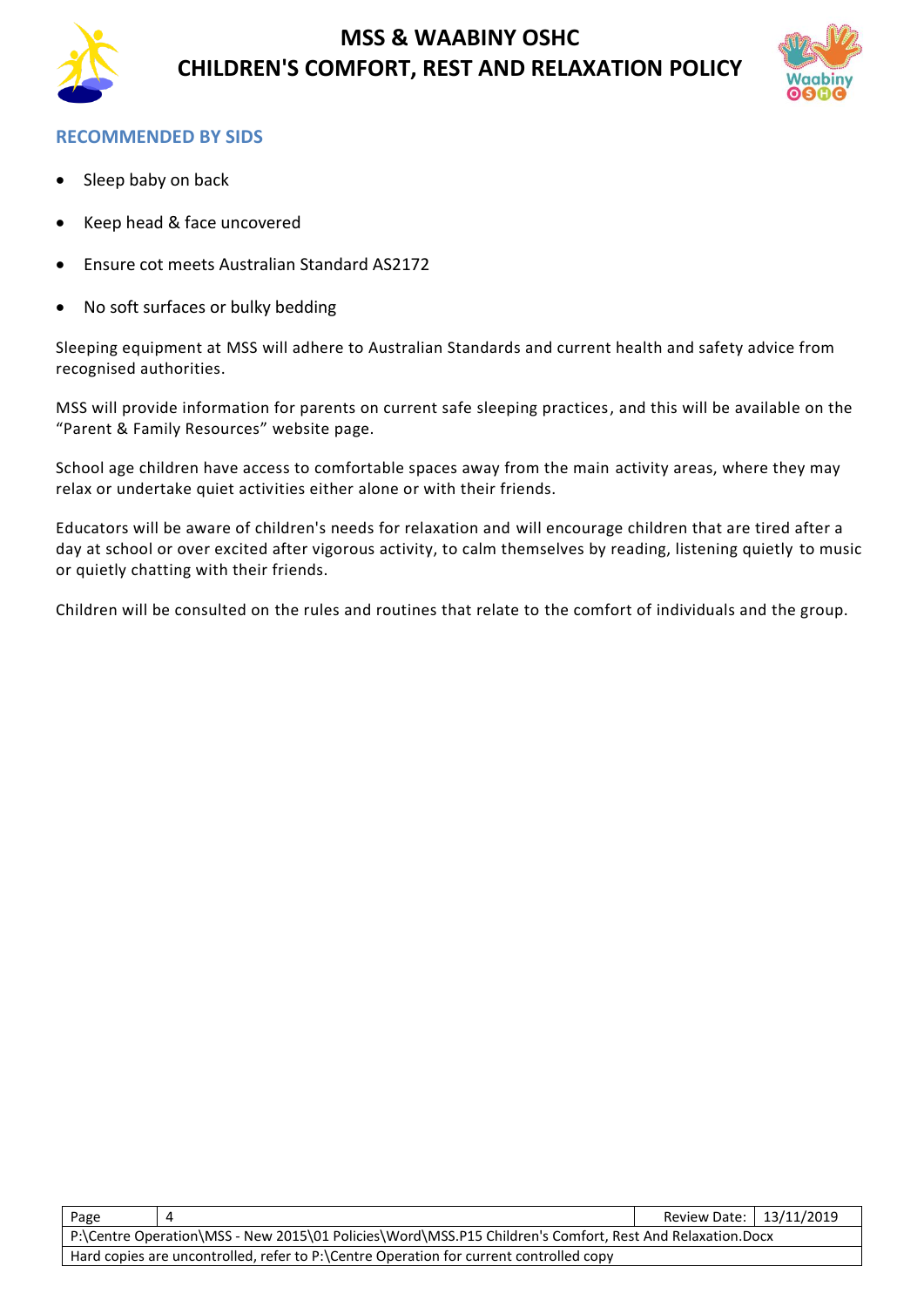## RECOMMENDED BY SIDS

- Sleep baby on back
- Keep head & face uncovered
- Ensure cot meets Australian Standard AS2172
- No soft surfaces or bulky bedding

Sleeping equipment at MSS will adhere to Australian Standards and current health and safety advice from recognised authorities.

MSS will provide information for parents on current safe sleeping practices, and this will be available on the "Parent & Family Resources" website page.

School age children have access to comfortable spaces away from the main activity areas, where they may relax or undertake quiet activities either alone or with their friends.

Educators will be aware of children's needs for relaxation and will encourage children that are tired after a day at school or over excited after vigorous activity, to calm themselves by reading, listening quietly to music or quietly chatting with their friends.

Children will be consulted on the rules and routines that relate to the comfort of individuals and the group.